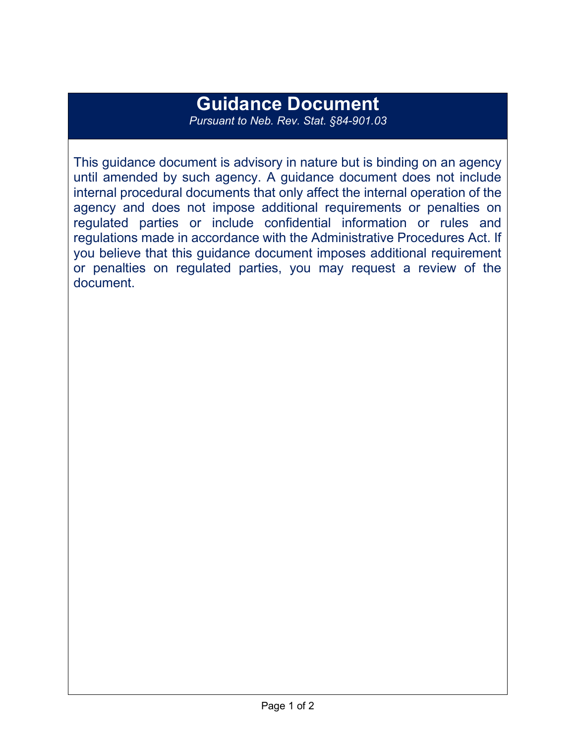# Guidance Document

*Pursuant to Neb. Rev. Stat. §84-901.03*

This guidance document is advisory in nature but is binding on an agency until amended by such agency. A guidance document does not include internal procedural documents that only affect the internal operation of the agency and does not impose additional requirements or penalties on regulated parties or include confidential information or rules and regulations made in accordance with the Administrative Procedures Act. If you believe that this guidance document imposes additional requirement or penalties on regulated parties, you may request a review of the document.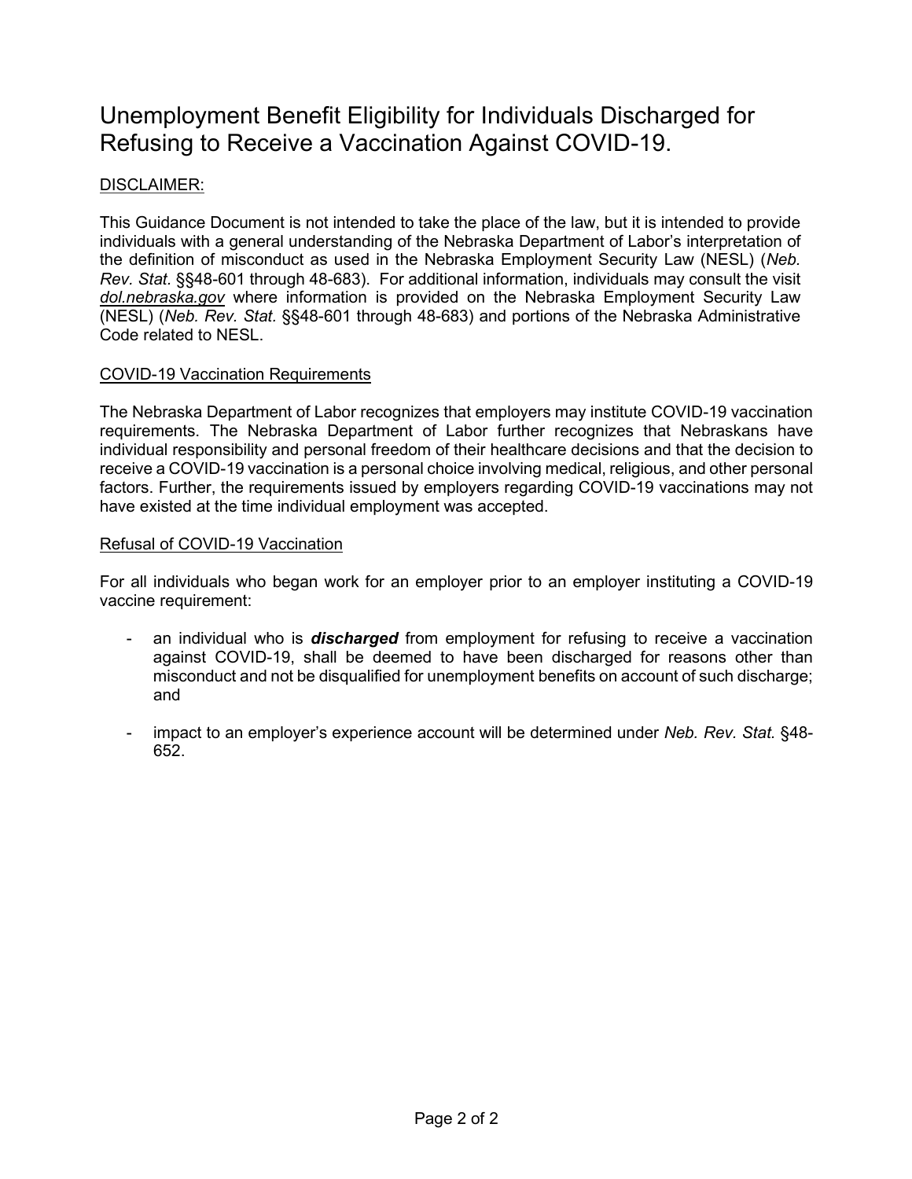# Unemployment Benefit Eligibility for Individuals Discharged for Refusing to Receive a Vaccination Against COVID-19.

## DISCLAIMER:

This Guidance Document is not intended to take the place of the law, but it is intended to provide individuals with a general understanding of the Nebraska Department of Labor's interpretation of the definition of misconduct as used in the Nebraska Employment Security Law (NESL) (*Neb. Rev. Stat.* §§48-601 through 48-683). For additional information, individuals may consult the visit *dol.nebraska.gov* where information is provided on the Nebraska Employment Security Law (NESL) (*Neb. Rev. Stat.* §§48-601 through 48-683) and portions of the Nebraska Administrative Code related to NESL.

## COVID-19 Vaccination Requirements

The Nebraska Department of Labor recognizes that employers may institute COVID-19 vaccination requirements. The Nebraska Department of Labor further recognizes that Nebraskans have individual responsibility and personal freedom of their healthcare decisions and that the decision to receive a COVID-19 vaccination is a personal choice involving medical, religious, and other personal factors. Further, the requirements issued by employers regarding COVID-19 vaccinations may not have existed at the time individual employment was accepted.

## Refusal of COVID-19 Vaccination

For all individuals who began work for an employer prior to an employer instituting a COVID-19 vaccine requirement:

- an individual who is ***discharged*** from employment for refusing to receive a vaccination against COVID-19, shall be deemed to have been discharged for reasons other than misconduct and not be disqualified for unemployment benefits on account of such discharge; and
- impact to an employer's experience account will be determined under *Neb. Rev. Stat.* §48-652.